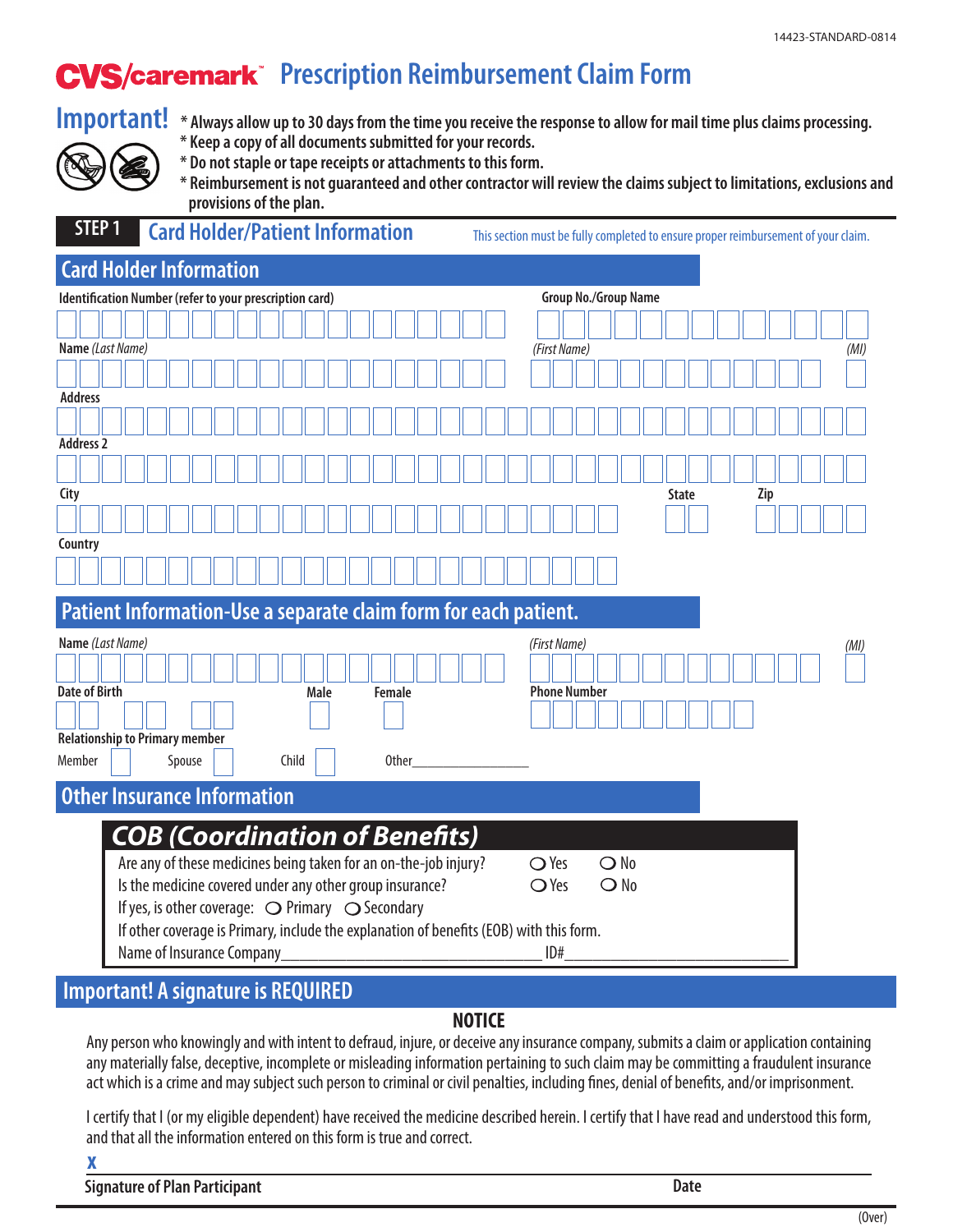14423-STANDARD-0814

# CVS/caremark™ Prescription Reimbursement Claim Form

## Important!

- \* Always allow up to 30 days from the time you receive the response to allow for mail time plus claims processing.
- \* Keep a copy of all documents submitted for your records.
- \* Do not staple or tape receipts or attachments to this form.
- \* Reimbursement is not guaranteed and other contractor will review the claims subject to limitations, exclusions and provisions of the plan.

## STEP 1 Card Holder/Patient Information

This section must be fully completed to ensure proper reimbursement of your claim.

### Card Holder Information

Identification Number (refer to your prescription card) | Group No./Group Name

Name *(Last Name)* | *(First Name)* | *(MI)*

Address

Address 2

City | State | Zip

Country

### Patient Information-Use a separate claim form for each patient.

Name *(Last Name)* | *(First Name)* | *(MI)*

Date of Birth | Male | Female | Phone Number

Relationship to Primary member

Member ☐ Spouse ☐ Child ☐ Other_______________

### Other Insurance Information

#### COB (Coordination of Benefits)

Are any of these medicines being taken for an on-the-job injury? ○ Yes ○ No

Is the medicine covered under any other group insurance? ○ Yes ○ No

If yes, is other coverage: ○ Primary ○ Secondary

If other coverage is Primary, include the explanation of benefits (EOB) with this form.

Name of Insurance Company_______________________________ ID#___________________________

### Important! A signature is REQUIRED

**NOTICE**

Any person who knowingly and with intent to defraud, injure, or deceive any insurance company, submits a claim or application containing any materially false, deceptive, incomplete or misleading information pertaining to such claim may be committing a fraudulent insurance act which is a crime and may subject such person to criminal or civil penalties, including fines, denial of benefits, and/or imprisonment.

I certify that I (or my eligible dependent) have received the medicine described herein. I certify that I have read and understood this form, and that all the information entered on this form is true and correct.

**X** ________________________________________________

Signature of Plan Participant | Date

(Over)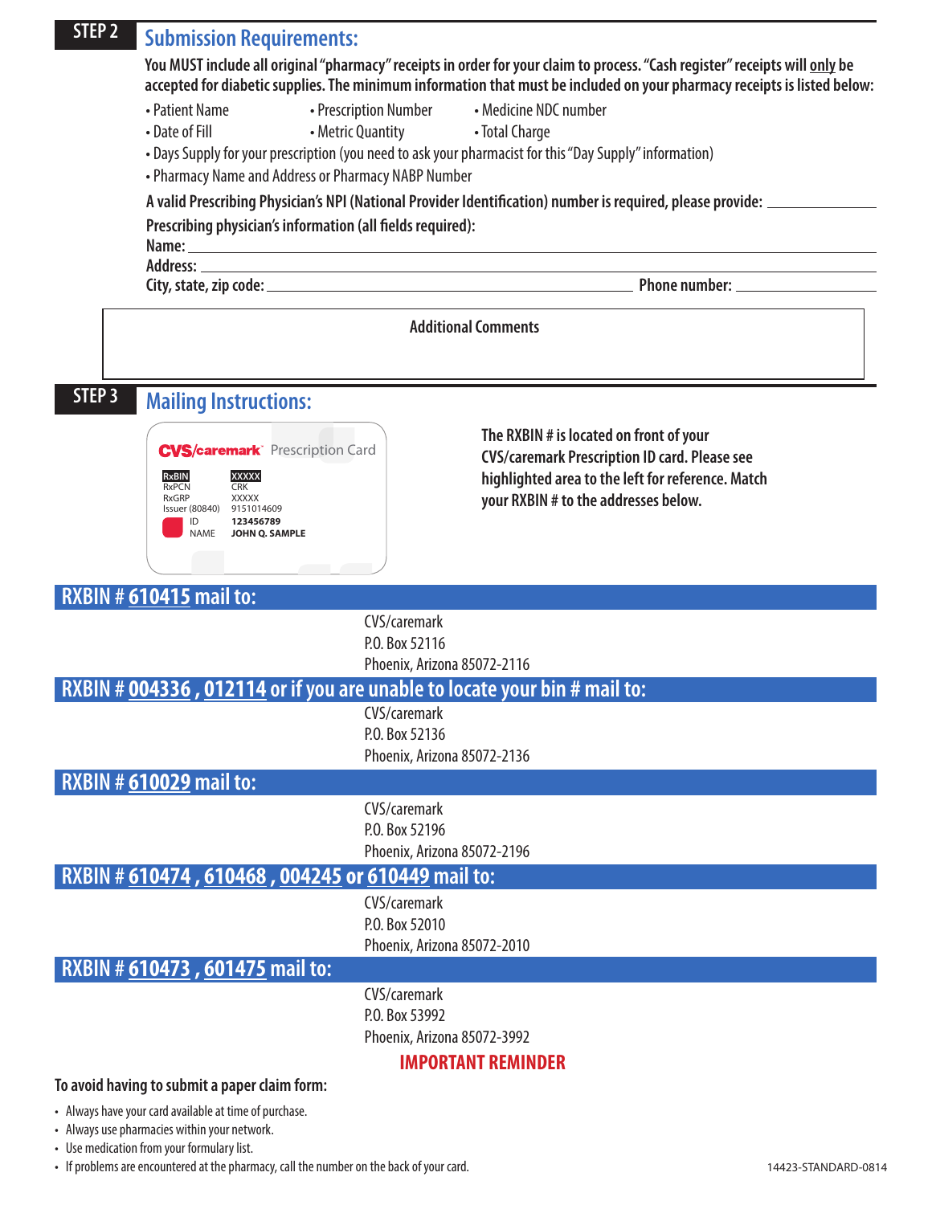## STEP 2 Submission Requirements:

**You MUST include all original "pharmacy" receipts in order for your claim to process. "Cash register" receipts will only be accepted for diabetic supplies. The minimum information that must be included on your pharmacy receipts is listed below:**

- Patient Name
- Prescription Number
- Medicine NDC number
- Date of Fill
- Metric Quantity
- Total Charge
- Days Supply for your prescription (you need to ask your pharmacist for this "Day Supply" information)
- Pharmacy Name and Address or Pharmacy NABP Number

**A valid Prescribing Physician's NPI (National Provider Identification) number is required, please provide:** ____________

**Prescribing physician's information (all fields required):**

**Name:** ____________

**Address:** ____________

**City, state, zip code:** ____________ **Phone number:** ____________

**Additional Comments**

## STEP 3 Mailing Instructions:

CVS/caremark Prescription Card

RxBIN XXXXX
RxPCN CRK
RxGRP XXXXX
Issuer (80840) 9151014609
ID 123456789
NAME JOHN Q. SAMPLE

**The RXBIN # is located on front of your CVS/caremark Prescription ID card. Please see highlighted area to the left for reference. Match your RXBIN # to the addresses below.**

### RXBIN # 610415 mail to:

CVS/caremark
P.O. Box 52116
Phoenix, Arizona 85072-2116

### RXBIN # 004336 , 012114 or if you are unable to locate your bin # mail to:

CVS/caremark
P.O. Box 52136
Phoenix, Arizona 85072-2136

### RXBIN # 610029 mail to:

CVS/caremark
P.O. Box 52196
Phoenix, Arizona 85072-2196

### RXBIN # 610474 , 610468 , 004245 or 610449 mail to:

CVS/caremark
P.O. Box 52010
Phoenix, Arizona 85072-2010

### RXBIN # 610473 , 601475 mail to:

CVS/caremark
P.O. Box 53992
Phoenix, Arizona 85072-3992

**IMPORTANT REMINDER**

**To avoid having to submit a paper claim form:**

- Always have your card available at time of purchase.
- Always use pharmacies within your network.
- Use medication from your formulary list.
- If problems are encountered at the pharmacy, call the number on the back of your card.

14423-STANDARD-0814